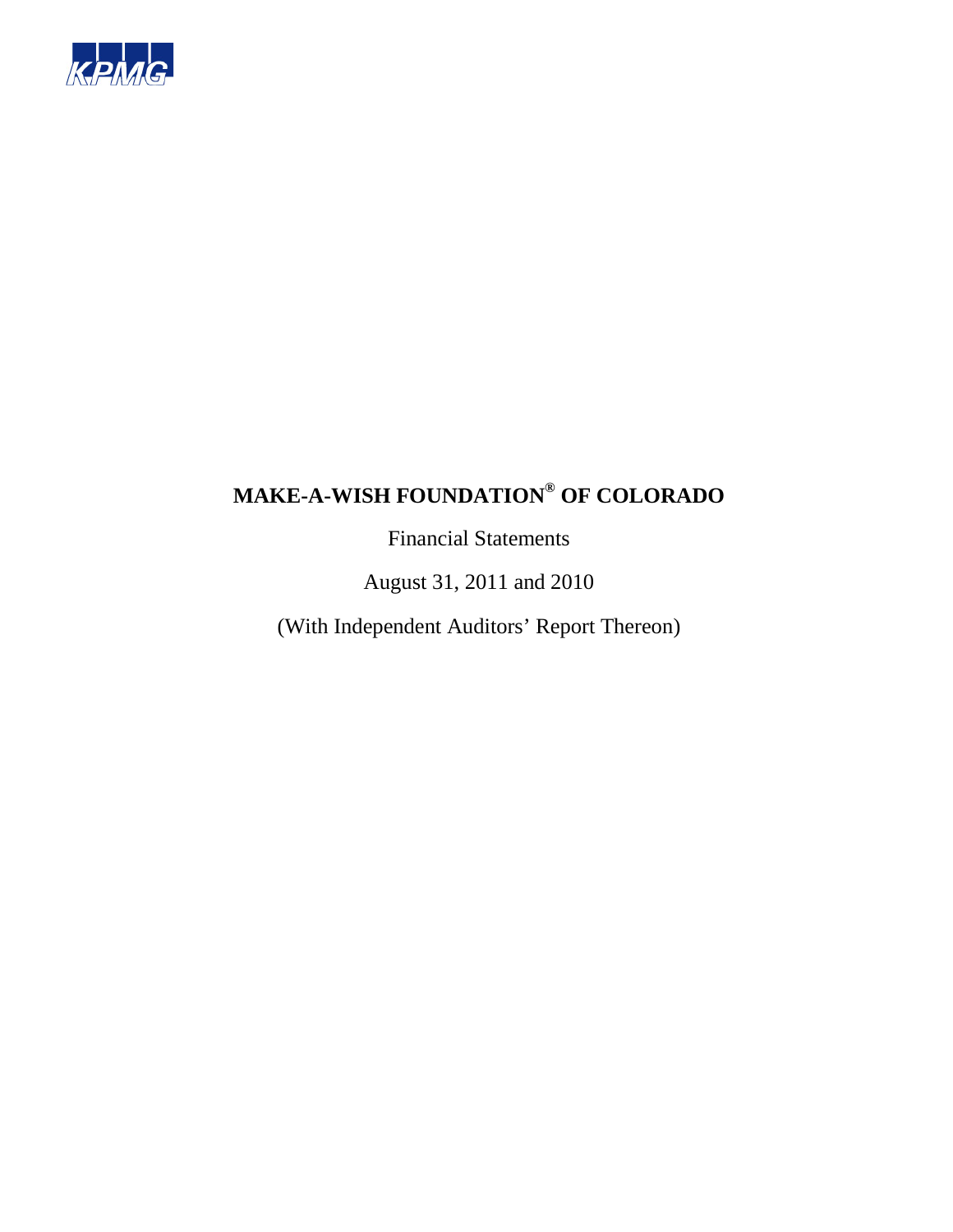KPMG

# MAKE-A-WISH FOUNDATION® OF COLORADO

Financial Statements

August 31, 2011 and 2010

(With Independent Auditors' Report Thereon)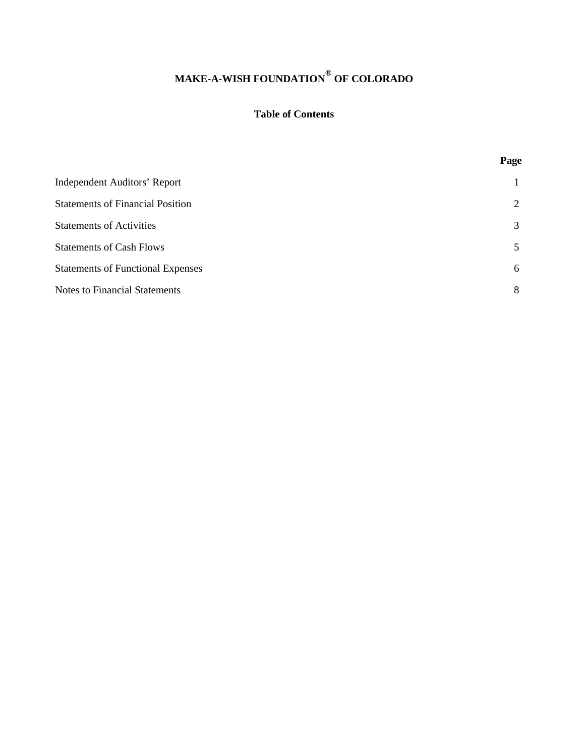# MAKE-A-WISH FOUNDATION® OF COLORADO

## Table of Contents

| | Page |
|---|---|
| Independent Auditors' Report | 1 |
| Statements of Financial Position | 2 |
| Statements of Activities | 3 |
| Statements of Cash Flows | 5 |
| Statements of Functional Expenses | 6 |
| Notes to Financial Statements | 8 |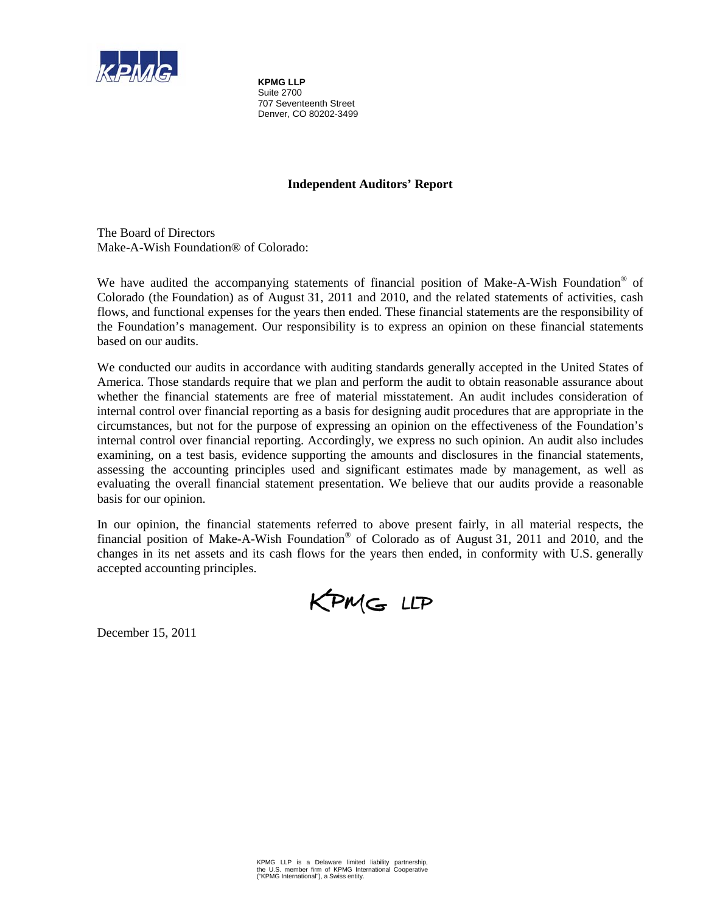**KPMG LLP**
Suite 2700
707 Seventeenth Street
Denver, CO 80202-3499

## Independent Auditors' Report

The Board of Directors
Make-A-Wish Foundation® of Colorado:

We have audited the accompanying statements of financial position of Make-A-Wish Foundation® of Colorado (the Foundation) as of August 31, 2011 and 2010, and the related statements of activities, cash flows, and functional expenses for the years then ended. These financial statements are the responsibility of the Foundation's management. Our responsibility is to express an opinion on these financial statements based on our audits.

We conducted our audits in accordance with auditing standards generally accepted in the United States of America. Those standards require that we plan and perform the audit to obtain reasonable assurance about whether the financial statements are free of material misstatement. An audit includes consideration of internal control over financial reporting as a basis for designing audit procedures that are appropriate in the circumstances, but not for the purpose of expressing an opinion on the effectiveness of the Foundation's internal control over financial reporting. Accordingly, we express no such opinion. An audit also includes examining, on a test basis, evidence supporting the amounts and disclosures in the financial statements, assessing the accounting principles used and significant estimates made by management, as well as evaluating the overall financial statement presentation. We believe that our audits provide a reasonable basis for our opinion.

In our opinion, the financial statements referred to above present fairly, in all material respects, the financial position of Make-A-Wish Foundation® of Colorado as of August 31, 2011 and 2010, and the changes in its net assets and its cash flows for the years then ended, in conformity with U.S. generally accepted accounting principles.

KPMG LLP

December 15, 2011

KPMG LLP is a Delaware limited liability partnership, the U.S. member firm of KPMG International Cooperative ("KPMG International"), a Swiss entity.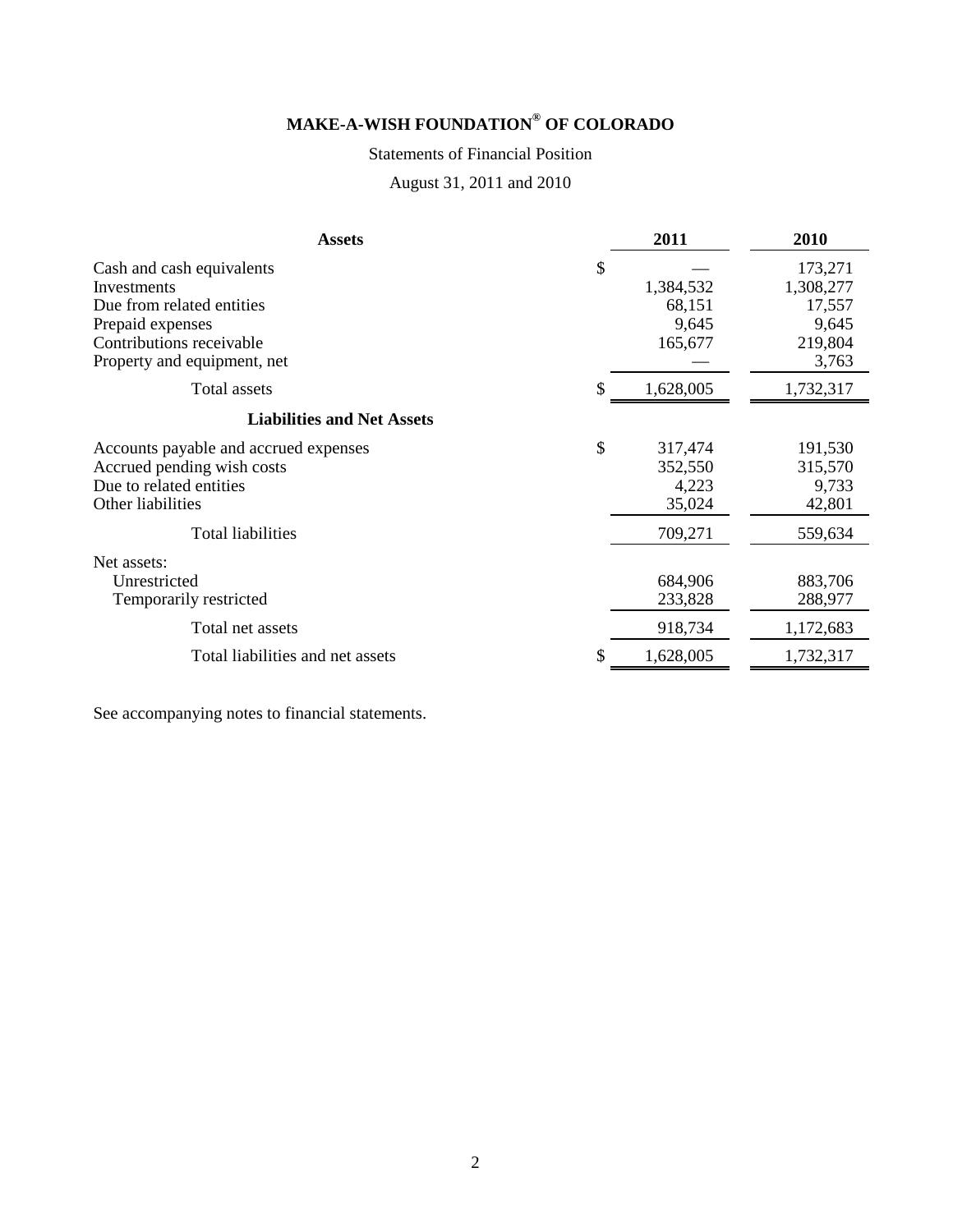# MAKE-A-WISH FOUNDATION® OF COLORADO

Statements of Financial Position

August 31, 2011 and 2010

| **Assets** | **2011** | **2010** |
|---|---|---|
| Cash and cash equivalents | $ — | 173,271 |
| Investments | 1,384,532 | 1,308,277 |
| Due from related entities | 68,151 | 17,557 |
| Prepaid expenses | 9,645 | 9,645 |
| Contributions receivable | 165,677 | 219,804 |
| Property and equipment, net | — | 3,763 |
| Total assets | $ 1,628,005 | 1,732,317 |
| **Liabilities and Net Assets** | | |
| Accounts payable and accrued expenses | $ 317,474 | 191,530 |
| Accrued pending wish costs | 352,550 | 315,570 |
| Due to related entities | 4,223 | 9,733 |
| Other liabilities | 35,024 | 42,801 |
| Total liabilities | 709,271 | 559,634 |
| Net assets: | | |
| Unrestricted | 684,906 | 883,706 |
| Temporarily restricted | 233,828 | 288,977 |
| Total net assets | 918,734 | 1,172,683 |
| Total liabilities and net assets | $ 1,628,005 | 1,732,317 |

See accompanying notes to financial statements.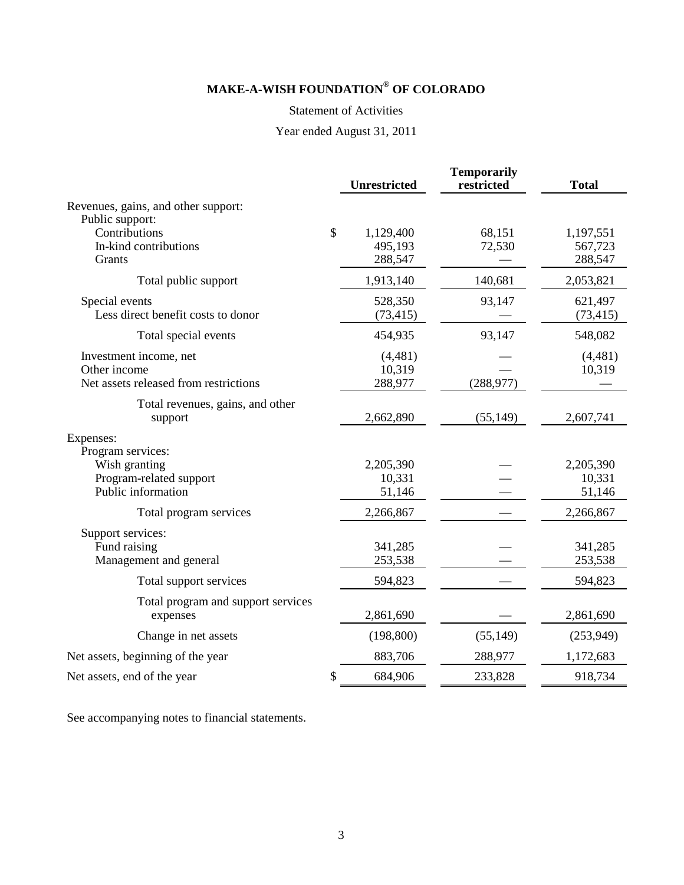# MAKE-A-WISH FOUNDATION® OF COLORADO

Statement of Activities

Year ended August 31, 2011

| | Unrestricted | Temporarily restricted | Total |
|---|---|---|---|
| Revenues, gains, and other support: | | | |
| Public support: | | | |
| Contributions | $ 1,129,400 | 68,151 | 1,197,551 |
| In-kind contributions | 495,193 | 72,530 | 567,723 |
| Grants | 288,547 | — | 288,547 |
| Total public support | 1,913,140 | 140,681 | 2,053,821 |
| Special events | 528,350 | 93,147 | 621,497 |
| Less direct benefit costs to donor | (73,415) | — | (73,415) |
| Total special events | 454,935 | 93,147 | 548,082 |
| Investment income, net | (4,481) | — | (4,481) |
| Other income | 10,319 | — | 10,319 |
| Net assets released from restrictions | 288,977 | (288,977) | — |
| Total revenues, gains, and other support | 2,662,890 | (55,149) | 2,607,741 |
| Expenses: | | | |
| Program services: | | | |
| Wish granting | 2,205,390 | — | 2,205,390 |
| Program-related support | 10,331 | — | 10,331 |
| Public information | 51,146 | — | 51,146 |
| Total program services | 2,266,867 | — | 2,266,867 |
| Support services: | | | |
| Fund raising | 341,285 | — | 341,285 |
| Management and general | 253,538 | — | 253,538 |
| Total support services | 594,823 | — | 594,823 |
| Total program and support services expenses | 2,861,690 | — | 2,861,690 |
| Change in net assets | (198,800) | (55,149) | (253,949) |
| Net assets, beginning of the year | 883,706 | 288,977 | 1,172,683 |
| Net assets, end of the year | $ 684,906 | 233,828 | 918,734 |

See accompanying notes to financial statements.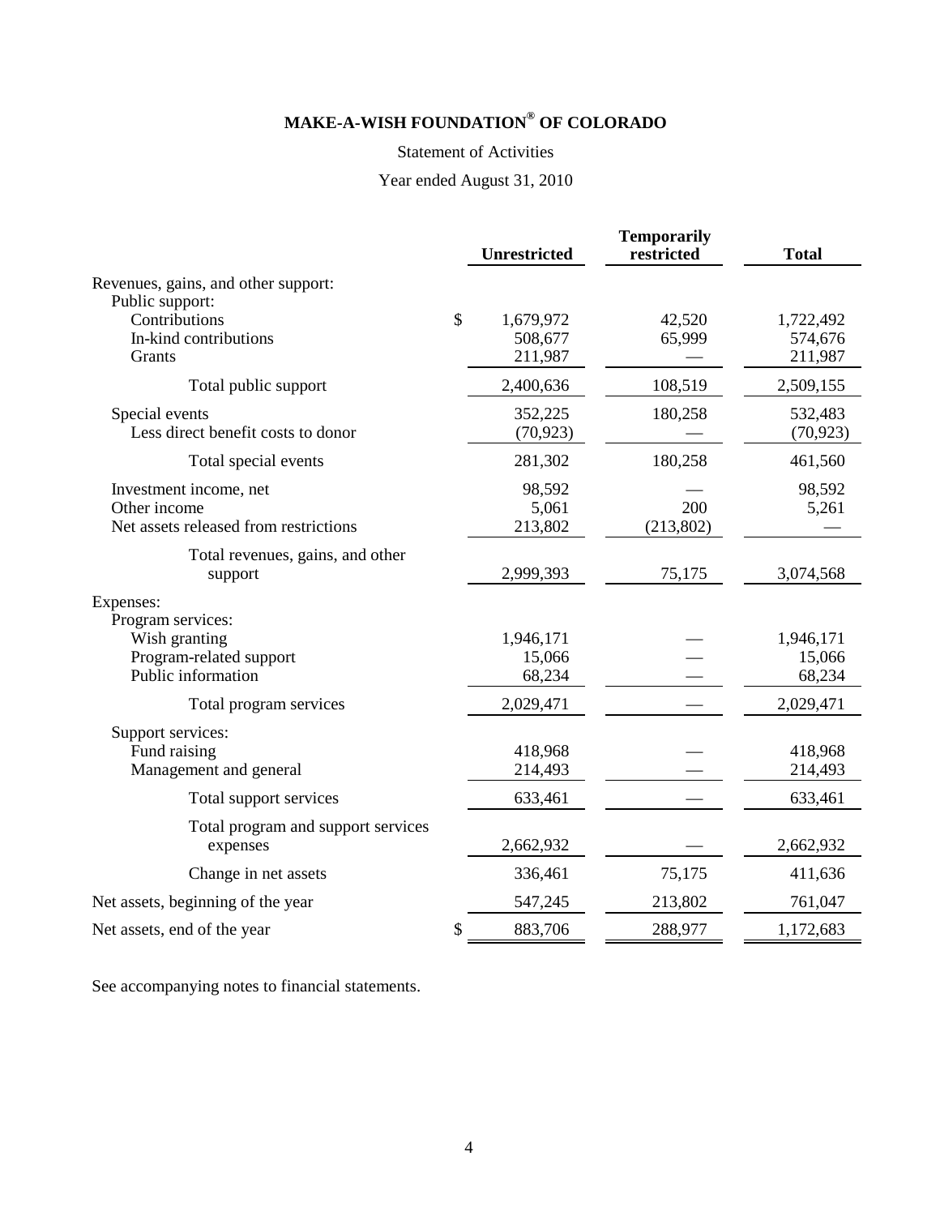# MAKE-A-WISH FOUNDATION® OF COLORADO

Statement of Activities

Year ended August 31, 2010

| | Unrestricted | Temporarily restricted | Total |
|---|---|---|---|
| Revenues, gains, and other support: | | | |
| Public support: | | | |
| Contributions | $ 1,679,972 | 42,520 | 1,722,492 |
| In-kind contributions | 508,677 | 65,999 | 574,676 |
| Grants | 211,987 | — | 211,987 |
| Total public support | 2,400,636 | 108,519 | 2,509,155 |
| Special events | 352,225 | 180,258 | 532,483 |
| Less direct benefit costs to donor | (70,923) | — | (70,923) |
| Total special events | 281,302 | 180,258 | 461,560 |
| Investment income, net | 98,592 | — | 98,592 |
| Other income | 5,061 | 200 | 5,261 |
| Net assets released from restrictions | 213,802 | (213,802) | — |
| Total revenues, gains, and other support | 2,999,393 | 75,175 | 3,074,568 |
| Expenses: | | | |
| Program services: | | | |
| Wish granting | 1,946,171 | — | 1,946,171 |
| Program-related support | 15,066 | — | 15,066 |
| Public information | 68,234 | — | 68,234 |
| Total program services | 2,029,471 | — | 2,029,471 |
| Support services: | | | |
| Fund raising | 418,968 | — | 418,968 |
| Management and general | 214,493 | — | 214,493 |
| Total support services | 633,461 | — | 633,461 |
| Total program and support services expenses | 2,662,932 | — | 2,662,932 |
| Change in net assets | 336,461 | 75,175 | 411,636 |
| Net assets, beginning of the year | 547,245 | 213,802 | 761,047 |
| Net assets, end of the year | $ 883,706 | 288,977 | 1,172,683 |

See accompanying notes to financial statements.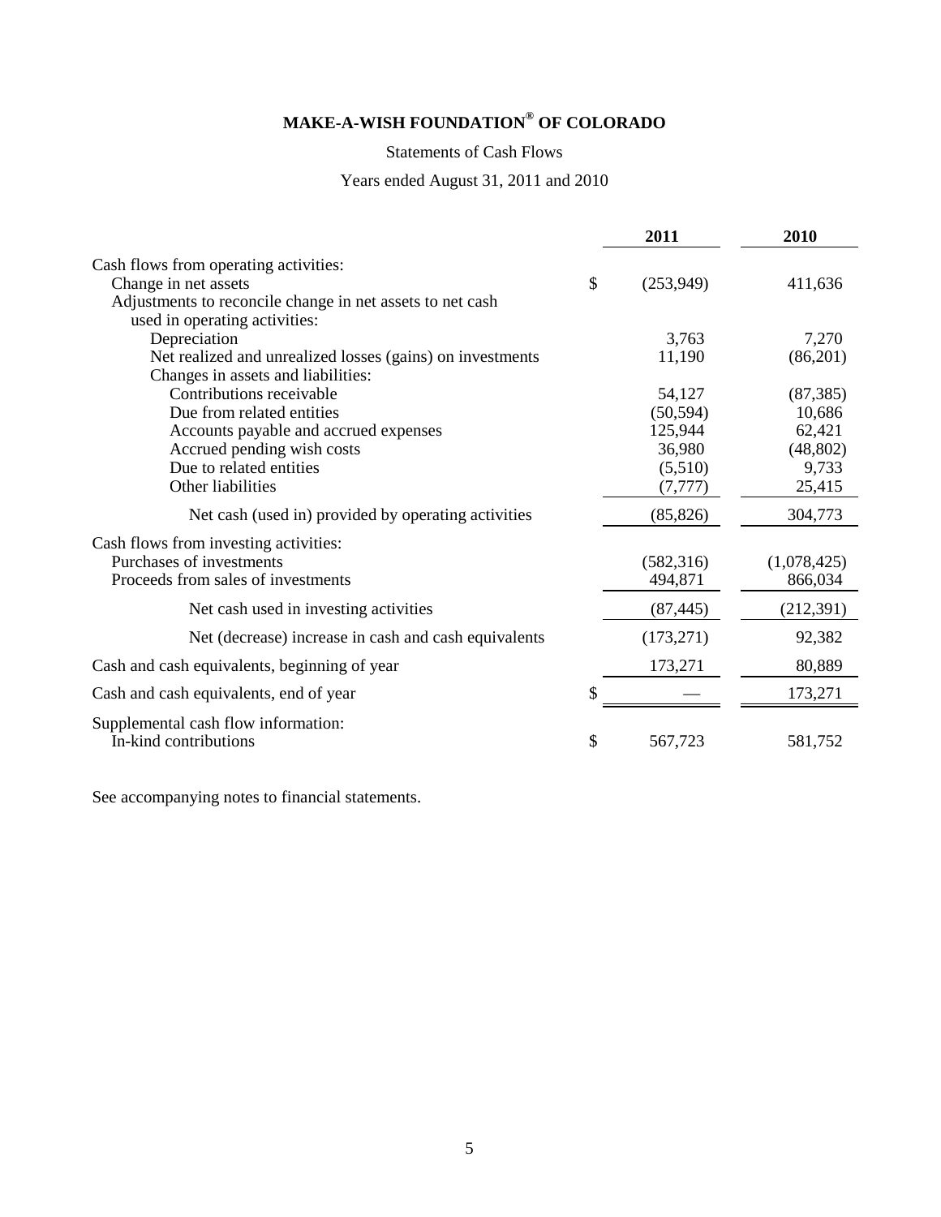# MAKE-A-WISH FOUNDATION® OF COLORADO

Statements of Cash Flows

Years ended August 31, 2011 and 2010

| | 2011 | 2010 |
|---|---|---|
| Cash flows from operating activities: | | |
| Change in net assets | $ (253,949) | 411,636 |
| Adjustments to reconcile change in net assets to net cash used in operating activities: | | |
| Depreciation | 3,763 | 7,270 |
| Net realized and unrealized losses (gains) on investments | 11,190 | (86,201) |
| Changes in assets and liabilities: | | |
| Contributions receivable | 54,127 | (87,385) |
| Due from related entities | (50,594) | 10,686 |
| Accounts payable and accrued expenses | 125,944 | 62,421 |
| Accrued pending wish costs | 36,980 | (48,802) |
| Due to related entities | (5,510) | 9,733 |
| Other liabilities | (7,777) | 25,415 |
| Net cash (used in) provided by operating activities | (85,826) | 304,773 |
| Cash flows from investing activities: | | |
| Purchases of investments | (582,316) | (1,078,425) |
| Proceeds from sales of investments | 494,871 | 866,034 |
| Net cash used in investing activities | (87,445) | (212,391) |
| Net (decrease) increase in cash and cash equivalents | (173,271) | 92,382 |
| Cash and cash equivalents, beginning of year | 173,271 | 80,889 |
| Cash and cash equivalents, end of year | $ — | 173,271 |
| Supplemental cash flow information: | | |
| In-kind contributions | $ 567,723 | 581,752 |

See accompanying notes to financial statements.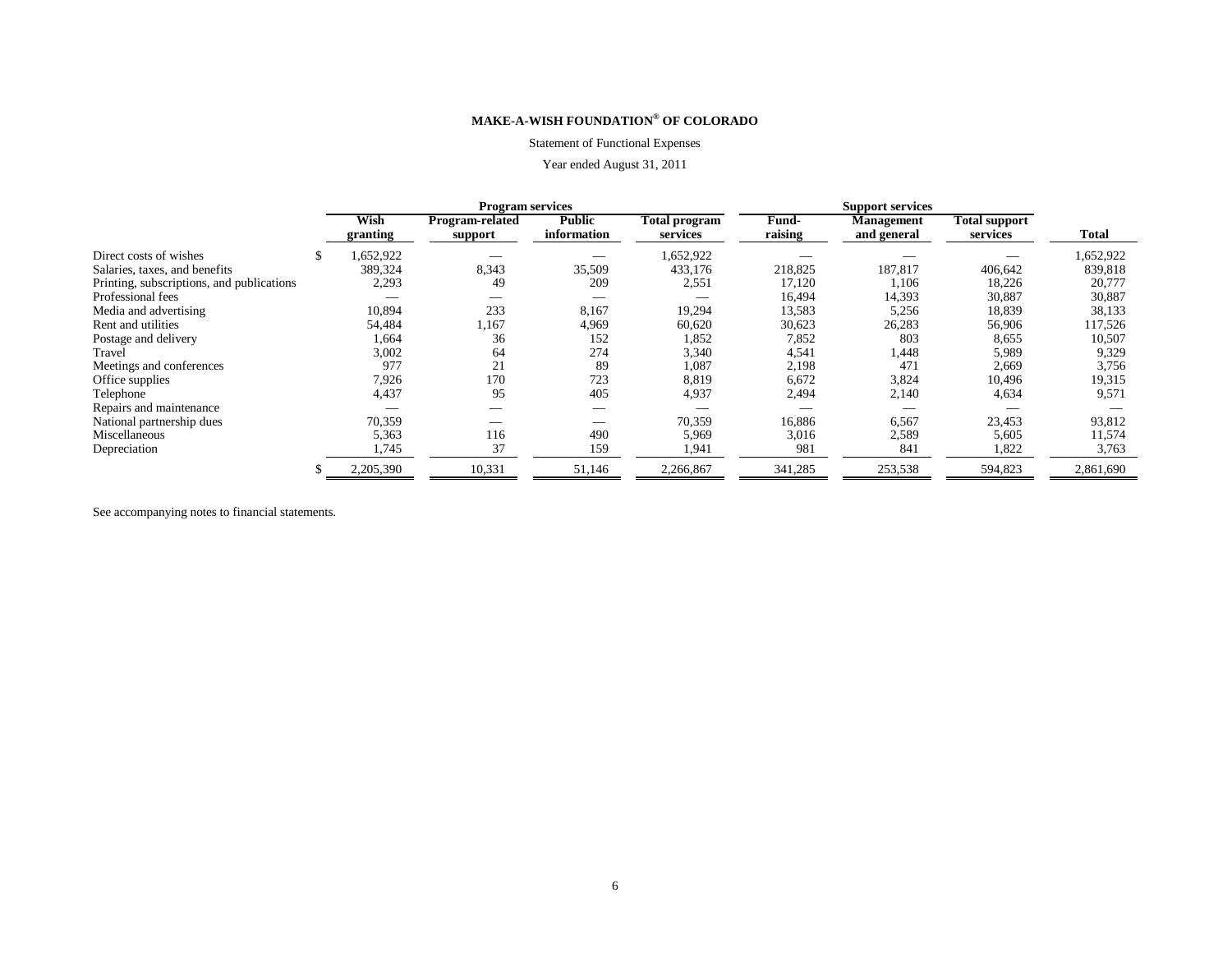**MAKE-A-WISH FOUNDATION® OF COLORADO**

Statement of Functional Expenses

Year ended August 31, 2011

| | Program services | | | | Support services | | | |
|---|---|---|---|---|---|---|---|---|
| | Wish granting | Program-related support | Public information | Total program services | Fund-raising | Management and general | Total support services | Total |
| Direct costs of wishes | $ 1,652,922 | — | — | 1,652,922 | — | — | — | 1,652,922 |
| Salaries, taxes, and benefits | 389,324 | 8,343 | 35,509 | 433,176 | 218,825 | 187,817 | 406,642 | 839,818 |
| Printing, subscriptions, and publications | 2,293 | 49 | 209 | 2,551 | 17,120 | 1,106 | 18,226 | 20,777 |
| Professional fees | — | — | — | — | 16,494 | 14,393 | 30,887 | 30,887 |
| Media and advertising | 10,894 | 233 | 8,167 | 19,294 | 13,583 | 5,256 | 18,839 | 38,133 |
| Rent and utilities | 54,484 | 1,167 | 4,969 | 60,620 | 30,623 | 26,283 | 56,906 | 117,526 |
| Postage and delivery | 1,664 | 36 | 152 | 1,852 | 7,852 | 803 | 8,655 | 10,507 |
| Travel | 3,002 | 64 | 274 | 3,340 | 4,541 | 1,448 | 5,989 | 9,329 |
| Meetings and conferences | 977 | 21 | 89 | 1,087 | 2,198 | 471 | 2,669 | 3,756 |
| Office supplies | 7,926 | 170 | 723 | 8,819 | 6,672 | 3,824 | 10,496 | 19,315 |
| Telephone | 4,437 | 95 | 405 | 4,937 | 2,494 | 2,140 | 4,634 | 9,571 |
| Repairs and maintenance | — | — | — | — | — | — | — | — |
| National partnership dues | 70,359 | — | — | 70,359 | 16,886 | 6,567 | 23,453 | 93,812 |
| Miscellaneous | 5,363 | 116 | 490 | 5,969 | 3,016 | 2,589 | 5,605 | 11,574 |
| Depreciation | 1,745 | 37 | 159 | 1,941 | 981 | 841 | 1,822 | 3,763 |
| | $ 2,205,390 | 10,331 | 51,146 | 2,266,867 | 341,285 | 253,538 | 594,823 | 2,861,690 |

See accompanying notes to financial statements.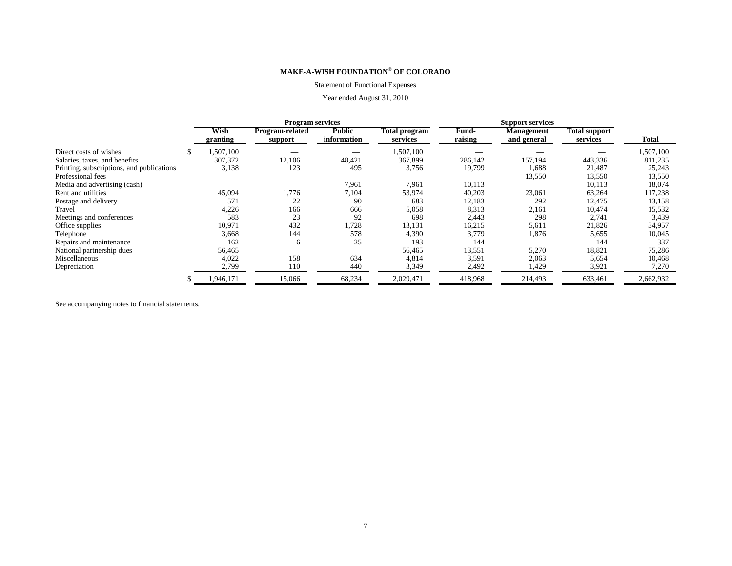**MAKE-A-WISH FOUNDATION® OF COLORADO**

Statement of Functional Expenses

Year ended August 31, 2010

| | Program services | | | | Support services | | | |
|---|---|---|---|---|---|---|---|---|
| | Wish granting | Program-related support | Public information | Total program services | Fund-raising | Management and general | Total support services | Total |
| Direct costs of wishes | $ 1,507,100 | — | — | 1,507,100 | — | — | — | 1,507,100 |
| Salaries, taxes, and benefits | 307,372 | 12,106 | 48,421 | 367,899 | 286,142 | 157,194 | 443,336 | 811,235 |
| Printing, subscriptions, and publications | 3,138 | 123 | 495 | 3,756 | 19,799 | 1,688 | 21,487 | 25,243 |
| Professional fees | — | — | — | — | — | 13,550 | 13,550 | 13,550 |
| Media and advertising (cash) | — | — | 7,961 | 7,961 | 10,113 | — | 10,113 | 18,074 |
| Rent and utilities | 45,094 | 1,776 | 7,104 | 53,974 | 40,203 | 23,061 | 63,264 | 117,238 |
| Postage and delivery | 571 | 22 | 90 | 683 | 12,183 | 292 | 12,475 | 13,158 |
| Travel | 4,226 | 166 | 666 | 5,058 | 8,313 | 2,161 | 10,474 | 15,532 |
| Meetings and conferences | 583 | 23 | 92 | 698 | 2,443 | 298 | 2,741 | 3,439 |
| Office supplies | 10,971 | 432 | 1,728 | 13,131 | 16,215 | 5,611 | 21,826 | 34,957 |
| Telephone | 3,668 | 144 | 578 | 4,390 | 3,779 | 1,876 | 5,655 | 10,045 |
| Repairs and maintenance | 162 | 6 | 25 | 193 | 144 | — | 144 | 337 |
| National partnership dues | 56,465 | — | — | 56,465 | 13,551 | 5,270 | 18,821 | 75,286 |
| Miscellaneous | 4,022 | 158 | 634 | 4,814 | 3,591 | 2,063 | 5,654 | 10,468 |
| Depreciation | 2,799 | 110 | 440 | 3,349 | 2,492 | 1,429 | 3,921 | 7,270 |
| | $ 1,946,171 | 15,066 | 68,234 | 2,029,471 | 418,968 | 214,493 | 633,461 | 2,662,932 |

See accompanying notes to financial statements.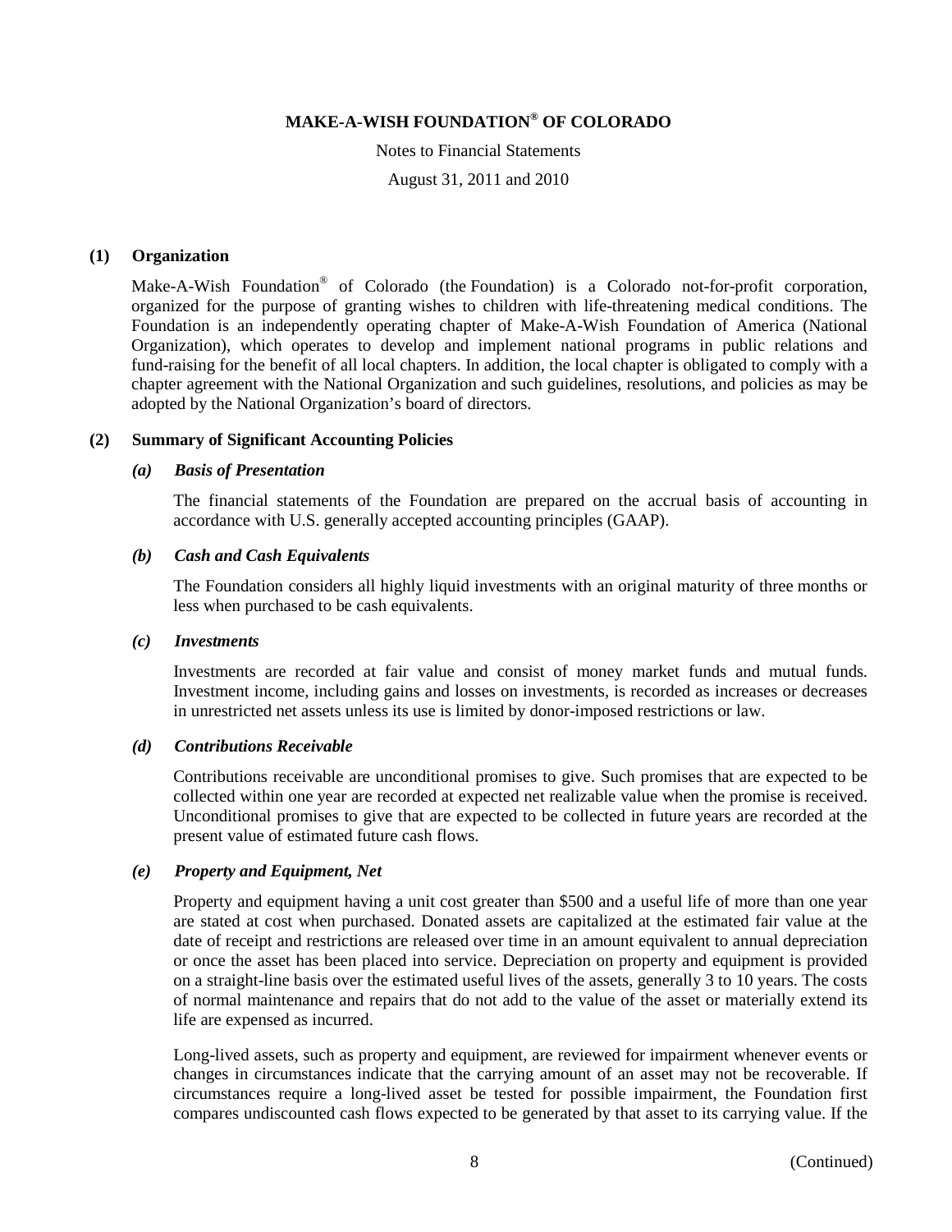# MAKE-A-WISH FOUNDATION® OF COLORADO

Notes to Financial Statements

August 31, 2011 and 2010

## (1) Organization

Make-A-Wish Foundation® of Colorado (the Foundation) is a Colorado not-for-profit corporation, organized for the purpose of granting wishes to children with life-threatening medical conditions. The Foundation is an independently operating chapter of Make-A-Wish Foundation of America (National Organization), which operates to develop and implement national programs in public relations and fund-raising for the benefit of all local chapters. In addition, the local chapter is obligated to comply with a chapter agreement with the National Organization and such guidelines, resolutions, and policies as may be adopted by the National Organization's board of directors.

## (2) Summary of Significant Accounting Policies

### *(a) Basis of Presentation*

The financial statements of the Foundation are prepared on the accrual basis of accounting in accordance with U.S. generally accepted accounting principles (GAAP).

### *(b) Cash and Cash Equivalents*

The Foundation considers all highly liquid investments with an original maturity of three months or less when purchased to be cash equivalents.

### *(c) Investments*

Investments are recorded at fair value and consist of money market funds and mutual funds. Investment income, including gains and losses on investments, is recorded as increases or decreases in unrestricted net assets unless its use is limited by donor-imposed restrictions or law.

### *(d) Contributions Receivable*

Contributions receivable are unconditional promises to give. Such promises that are expected to be collected within one year are recorded at expected net realizable value when the promise is received. Unconditional promises to give that are expected to be collected in future years are recorded at the present value of estimated future cash flows.

### *(e) Property and Equipment, Net*

Property and equipment having a unit cost greater than $500 and a useful life of more than one year are stated at cost when purchased. Donated assets are capitalized at the estimated fair value at the date of receipt and restrictions are released over time in an amount equivalent to annual depreciation or once the asset has been placed into service. Depreciation on property and equipment is provided on a straight-line basis over the estimated useful lives of the assets, generally 3 to 10 years. The costs of normal maintenance and repairs that do not add to the value of the asset or materially extend its life are expensed as incurred.

Long-lived assets, such as property and equipment, are reviewed for impairment whenever events or changes in circumstances indicate that the carrying amount of an asset may not be recoverable. If circumstances require a long-lived asset be tested for possible impairment, the Foundation first compares undiscounted cash flows expected to be generated by that asset to its carrying value. If the

(Continued)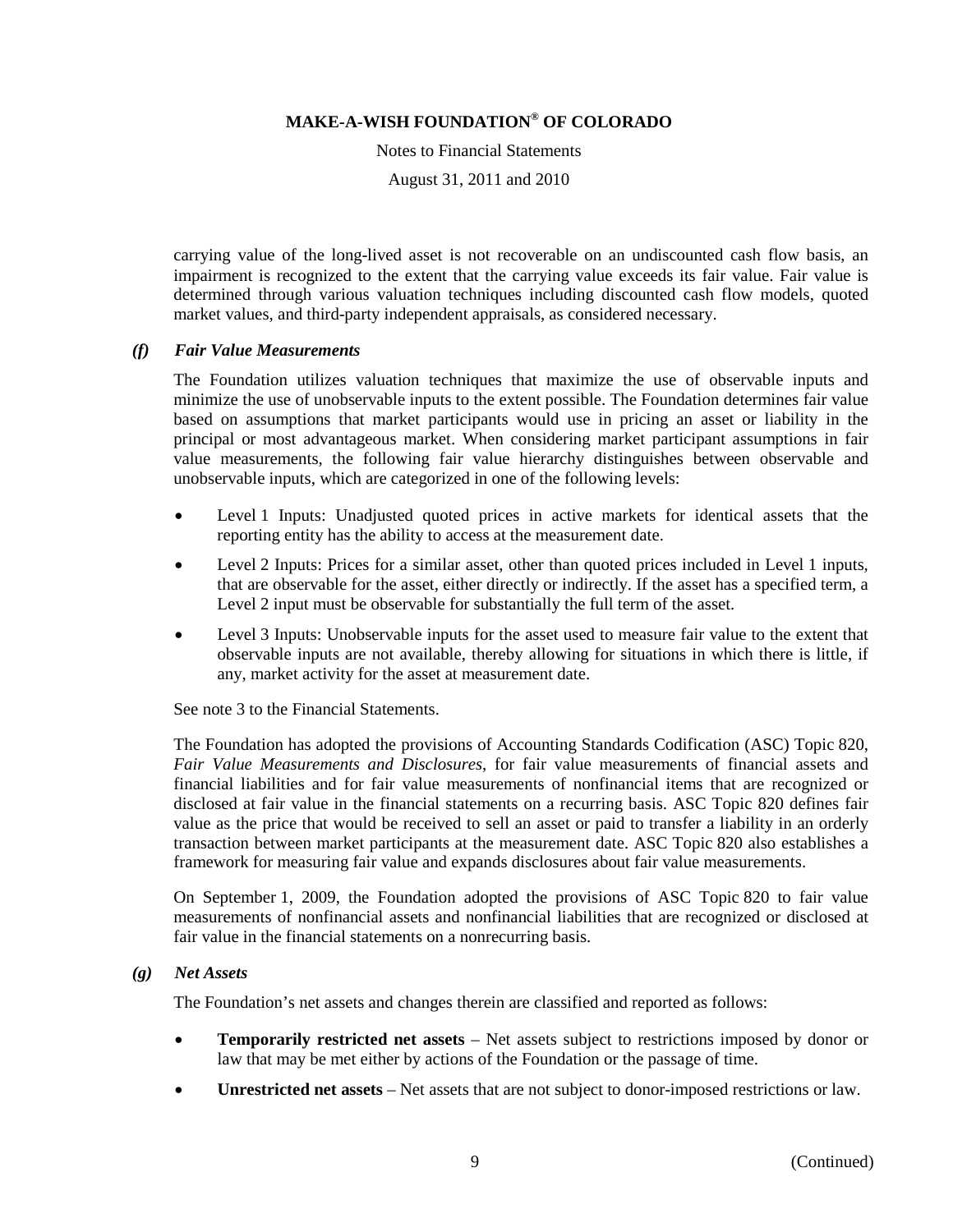carrying value of the long-lived asset is not recoverable on an undiscounted cash flow basis, an impairment is recognized to the extent that the carrying value exceeds its fair value. Fair value is determined through various valuation techniques including discounted cash flow models, quoted market values, and third-party independent appraisals, as considered necessary.

### *(f) Fair Value Measurements*

The Foundation utilizes valuation techniques that maximize the use of observable inputs and minimize the use of unobservable inputs to the extent possible. The Foundation determines fair value based on assumptions that market participants would use in pricing an asset or liability in the principal or most advantageous market. When considering market participant assumptions in fair value measurements, the following fair value hierarchy distinguishes between observable and unobservable inputs, which are categorized in one of the following levels:

- Level 1 Inputs: Unadjusted quoted prices in active markets for identical assets that the reporting entity has the ability to access at the measurement date.
- Level 2 Inputs: Prices for a similar asset, other than quoted prices included in Level 1 inputs, that are observable for the asset, either directly or indirectly. If the asset has a specified term, a Level 2 input must be observable for substantially the full term of the asset.
- Level 3 Inputs: Unobservable inputs for the asset used to measure fair value to the extent that observable inputs are not available, thereby allowing for situations in which there is little, if any, market activity for the asset at measurement date.

See note 3 to the Financial Statements.

The Foundation has adopted the provisions of Accounting Standards Codification (ASC) Topic 820, *Fair Value Measurements and Disclosures*, for fair value measurements of financial assets and financial liabilities and for fair value measurements of nonfinancial items that are recognized or disclosed at fair value in the financial statements on a recurring basis. ASC Topic 820 defines fair value as the price that would be received to sell an asset or paid to transfer a liability in an orderly transaction between market participants at the measurement date. ASC Topic 820 also establishes a framework for measuring fair value and expands disclosures about fair value measurements.

On September 1, 2009, the Foundation adopted the provisions of ASC Topic 820 to fair value measurements of nonfinancial assets and nonfinancial liabilities that are recognized or disclosed at fair value in the financial statements on a nonrecurring basis.

### *(g) Net Assets*

The Foundation's net assets and changes therein are classified and reported as follows:

- **Temporarily restricted net assets** – Net assets subject to restrictions imposed by donor or law that may be met either by actions of the Foundation or the passage of time.
- **Unrestricted net assets** – Net assets that are not subject to donor-imposed restrictions or law.

(Continued)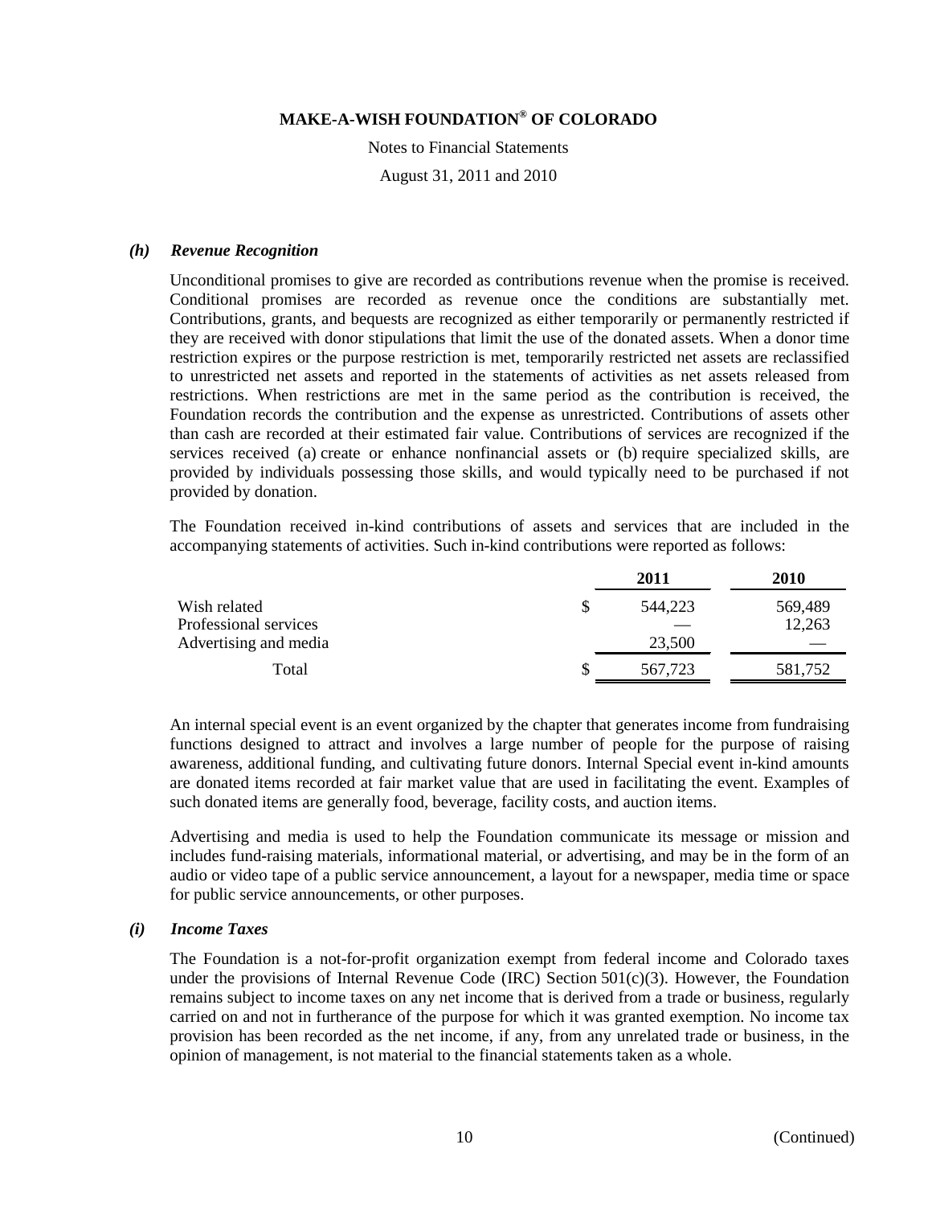### *(h) Revenue Recognition*

Unconditional promises to give are recorded as contributions revenue when the promise is received. Conditional promises are recorded as revenue once the conditions are substantially met. Contributions, grants, and bequests are recognized as either temporarily or permanently restricted if they are received with donor stipulations that limit the use of the donated assets. When a donor time restriction expires or the purpose restriction is met, temporarily restricted net assets are reclassified to unrestricted net assets and reported in the statements of activities as net assets released from restrictions. When restrictions are met in the same period as the contribution is received, the Foundation records the contribution and the expense as unrestricted. Contributions of assets other than cash are recorded at their estimated fair value. Contributions of services are recognized if the services received (a) create or enhance nonfinancial assets or (b) require specialized skills, are provided by individuals possessing those skills, and would typically need to be purchased if not provided by donation.

The Foundation received in-kind contributions of assets and services that are included in the accompanying statements of activities. Such in-kind contributions were reported as follows:

| | 2011 | 2010 |
|---|---|---|
| Wish related | $ 544,223 | 569,489 |
| Professional services | — | 12,263 |
| Advertising and media | 23,500 | — |
| Total | $ 567,723 | 581,752 |

An internal special event is an event organized by the chapter that generates income from fundraising functions designed to attract and involves a large number of people for the purpose of raising awareness, additional funding, and cultivating future donors. Internal Special event in-kind amounts are donated items recorded at fair market value that are used in facilitating the event. Examples of such donated items are generally food, beverage, facility costs, and auction items.

Advertising and media is used to help the Foundation communicate its message or mission and includes fund-raising materials, informational material, or advertising, and may be in the form of an audio or video tape of a public service announcement, a layout for a newspaper, media time or space for public service announcements, or other purposes.

### *(i) Income Taxes*

The Foundation is a not-for-profit organization exempt from federal income and Colorado taxes under the provisions of Internal Revenue Code (IRC) Section 501(c)(3). However, the Foundation remains subject to income taxes on any net income that is derived from a trade or business, regularly carried on and not in furtherance of the purpose for which it was granted exemption. No income tax provision has been recorded as the net income, if any, from any unrelated trade or business, in the opinion of management, is not material to the financial statements taken as a whole.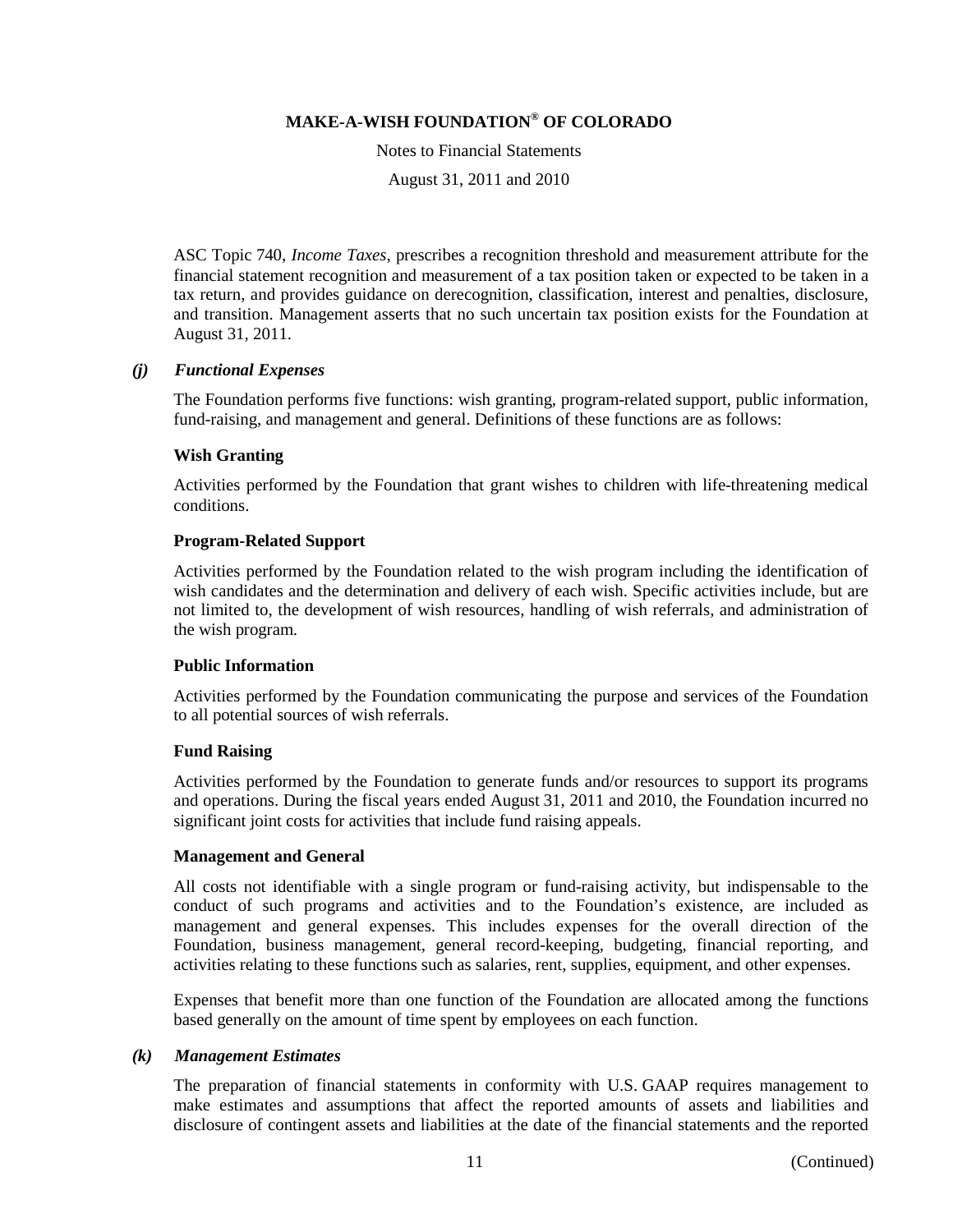ASC Topic 740, *Income Taxes*, prescribes a recognition threshold and measurement attribute for the financial statement recognition and measurement of a tax position taken or expected to be taken in a tax return, and provides guidance on derecognition, classification, interest and penalties, disclosure, and transition. Management asserts that no such uncertain tax position exists for the Foundation at August 31, 2011.

### *(j) Functional Expenses*

The Foundation performs five functions: wish granting, program-related support, public information, fund-raising, and management and general. Definitions of these functions are as follows:

**Wish Granting**

Activities performed by the Foundation that grant wishes to children with life-threatening medical conditions.

**Program-Related Support**

Activities performed by the Foundation related to the wish program including the identification of wish candidates and the determination and delivery of each wish. Specific activities include, but are not limited to, the development of wish resources, handling of wish referrals, and administration of the wish program.

**Public Information**

Activities performed by the Foundation communicating the purpose and services of the Foundation to all potential sources of wish referrals.

**Fund Raising**

Activities performed by the Foundation to generate funds and/or resources to support its programs and operations. During the fiscal years ended August 31, 2011 and 2010, the Foundation incurred no significant joint costs for activities that include fund raising appeals.

**Management and General**

All costs not identifiable with a single program or fund-raising activity, but indispensable to the conduct of such programs and activities and to the Foundation's existence, are included as management and general expenses. This includes expenses for the overall direction of the Foundation, business management, general record-keeping, budgeting, financial reporting, and activities relating to these functions such as salaries, rent, supplies, equipment, and other expenses.

Expenses that benefit more than one function of the Foundation are allocated among the functions based generally on the amount of time spent by employees on each function.

### *(k) Management Estimates*

The preparation of financial statements in conformity with U.S. GAAP requires management to make estimates and assumptions that affect the reported amounts of assets and liabilities and disclosure of contingent assets and liabilities at the date of the financial statements and the reported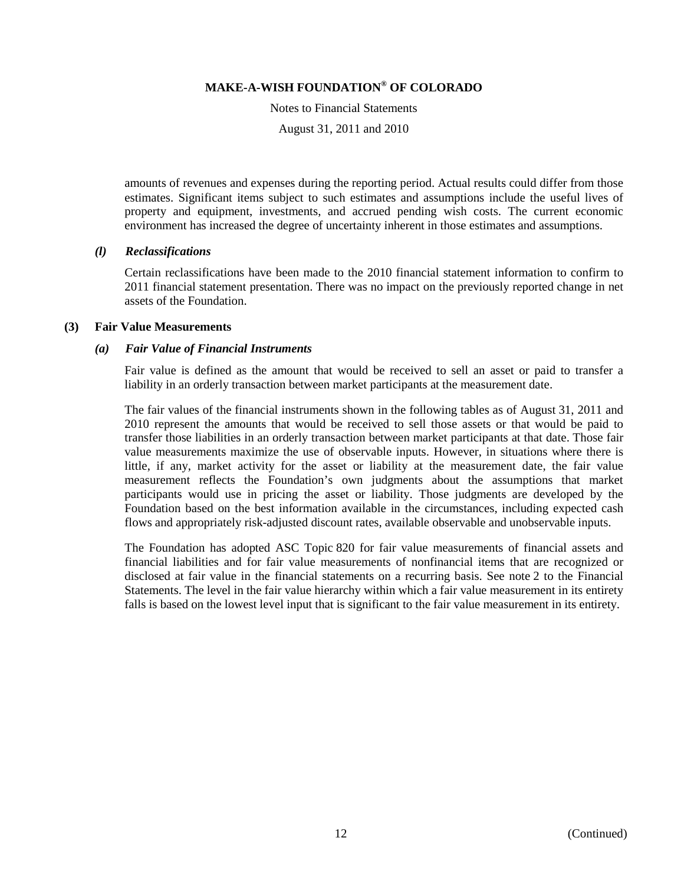amounts of revenues and expenses during the reporting period. Actual results could differ from those estimates. Significant items subject to such estimates and assumptions include the useful lives of property and equipment, investments, and accrued pending wish costs. The current economic environment has increased the degree of uncertainty inherent in those estimates and assumptions.

### *(l) Reclassifications*

Certain reclassifications have been made to the 2010 financial statement information to confirm to 2011 financial statement presentation. There was no impact on the previously reported change in net assets of the Foundation.

## (3) Fair Value Measurements

### *(a) Fair Value of Financial Instruments*

Fair value is defined as the amount that would be received to sell an asset or paid to transfer a liability in an orderly transaction between market participants at the measurement date.

The fair values of the financial instruments shown in the following tables as of August 31, 2011 and 2010 represent the amounts that would be received to sell those assets or that would be paid to transfer those liabilities in an orderly transaction between market participants at that date. Those fair value measurements maximize the use of observable inputs. However, in situations where there is little, if any, market activity for the asset or liability at the measurement date, the fair value measurement reflects the Foundation's own judgments about the assumptions that market participants would use in pricing the asset or liability. Those judgments are developed by the Foundation based on the best information available in the circumstances, including expected cash flows and appropriately risk-adjusted discount rates, available observable and unobservable inputs.

The Foundation has adopted ASC Topic 820 for fair value measurements of financial assets and financial liabilities and for fair value measurements of nonfinancial items that are recognized or disclosed at fair value in the financial statements on a recurring basis. See note 2 to the Financial Statements. The level in the fair value hierarchy within which a fair value measurement in its entirety falls is based on the lowest level input that is significant to the fair value measurement in its entirety.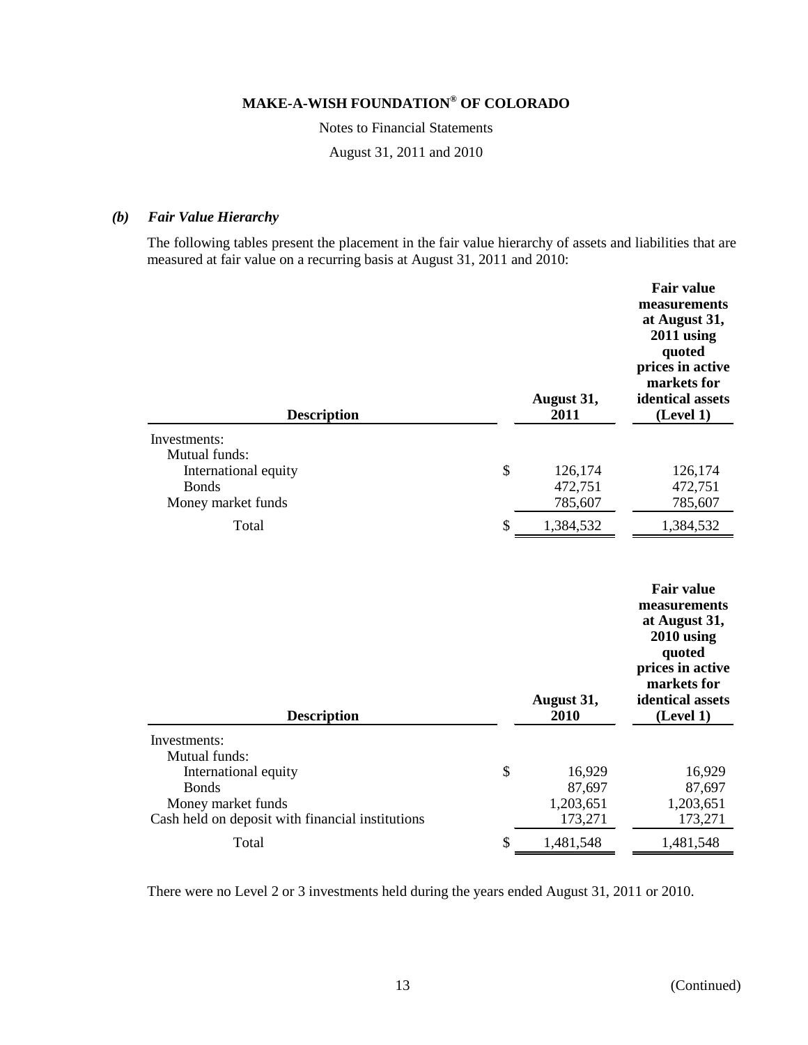### *(b) Fair Value Hierarchy*

The following tables present the placement in the fair value hierarchy of assets and liabilities that are measured at fair value on a recurring basis at August 31, 2011 and 2010:

| Description | August 31, 2011 | Fair value measurements at August 31, 2011 using quoted prices in active markets for identical assets (Level 1) |
|---|---|---|
| Investments: | | |
| Mutual funds: | | |
| International equity | $ 126,174 | 126,174 |
| Bonds | 472,751 | 472,751 |
| Money market funds | 785,607 | 785,607 |
| Total | $ 1,384,532 | 1,384,532 |

| Description | August 31, 2010 | Fair value measurements at August 31, 2010 using quoted prices in active markets for identical assets (Level 1) |
|---|---|---|
| Investments: | | |
| Mutual funds: | | |
| International equity | $ 16,929 | 16,929 |
| Bonds | 87,697 | 87,697 |
| Money market funds | 1,203,651 | 1,203,651 |
| Cash held on deposit with financial institutions | 173,271 | 173,271 |
| Total | $ 1,481,548 | 1,481,548 |

There were no Level 2 or 3 investments held during the years ended August 31, 2011 or 2010.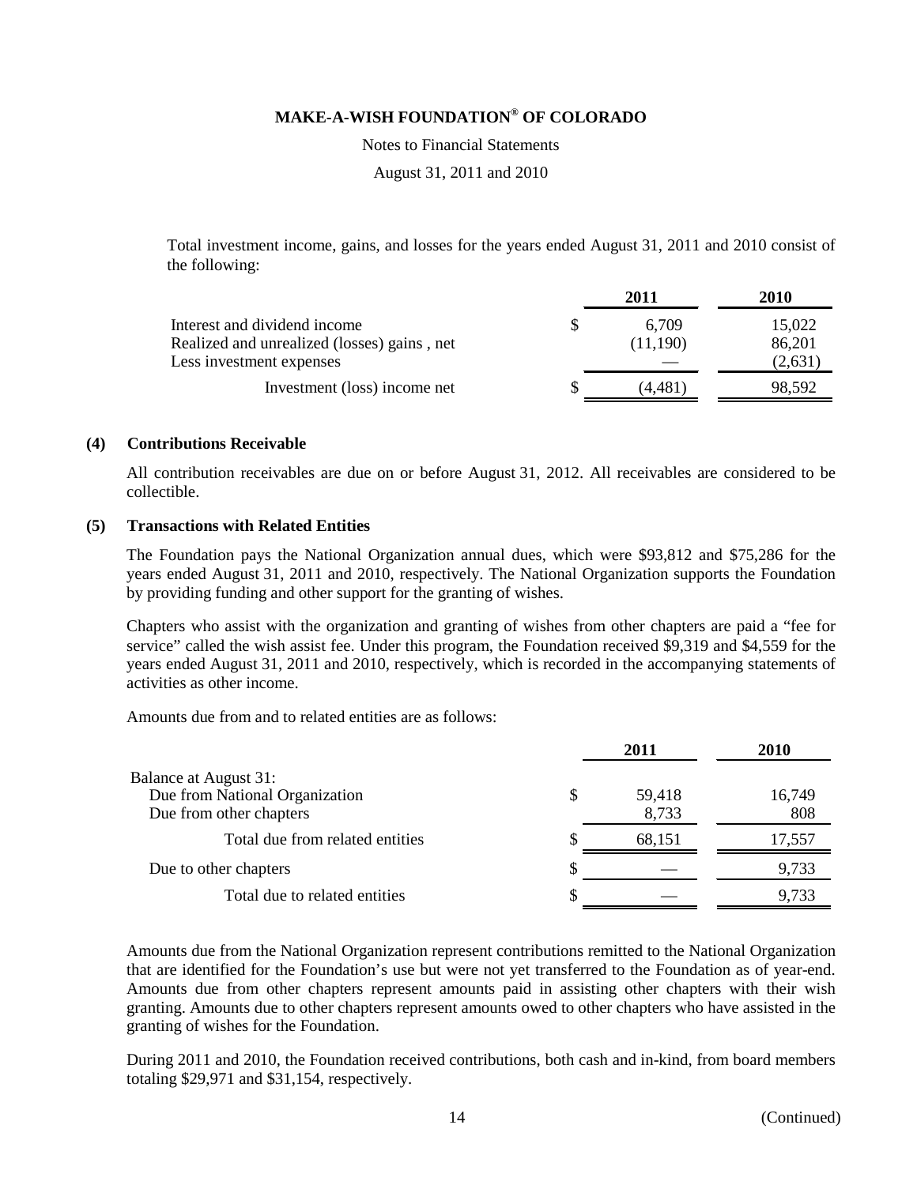Total investment income, gains, and losses for the years ended August 31, 2011 and 2010 consist of the following:

| | 2011 | 2010 |
|---|---|---|
| Interest and dividend income | $ 6,709 | 15,022 |
| Realized and unrealized (losses) gains , net | (11,190) | 86,201 |
| Less investment expenses | — | (2,631) |
| Investment (loss) income net | $ (4,481) | 98,592 |

## (4) Contributions Receivable

All contribution receivables are due on or before August 31, 2012. All receivables are considered to be collectible.

## (5) Transactions with Related Entities

The Foundation pays the National Organization annual dues, which were $93,812 and $75,286 for the years ended August 31, 2011 and 2010, respectively. The National Organization supports the Foundation by providing funding and other support for the granting of wishes.

Chapters who assist with the organization and granting of wishes from other chapters are paid a "fee for service" called the wish assist fee. Under this program, the Foundation received $9,319 and $4,559 for the years ended August 31, 2011 and 2010, respectively, which is recorded in the accompanying statements of activities as other income.

Amounts due from and to related entities are as follows:

| | 2011 | 2010 |
|---|---|---|
| Balance at August 31: | | |
| Due from National Organization | $ 59,418 | 16,749 |
| Due from other chapters | 8,733 | 808 |
| Total due from related entities | $ 68,151 | 17,557 |
| Due to other chapters | $ — | 9,733 |
| Total due to related entities | $ — | 9,733 |

Amounts due from the National Organization represent contributions remitted to the National Organization that are identified for the Foundation's use but were not yet transferred to the Foundation as of year-end. Amounts due from other chapters represent amounts paid in assisting other chapters with their wish granting. Amounts due to other chapters represent amounts owed to other chapters who have assisted in the granting of wishes for the Foundation.

During 2011 and 2010, the Foundation received contributions, both cash and in-kind, from board members totaling $29,971 and $31,154, respectively.

(Continued)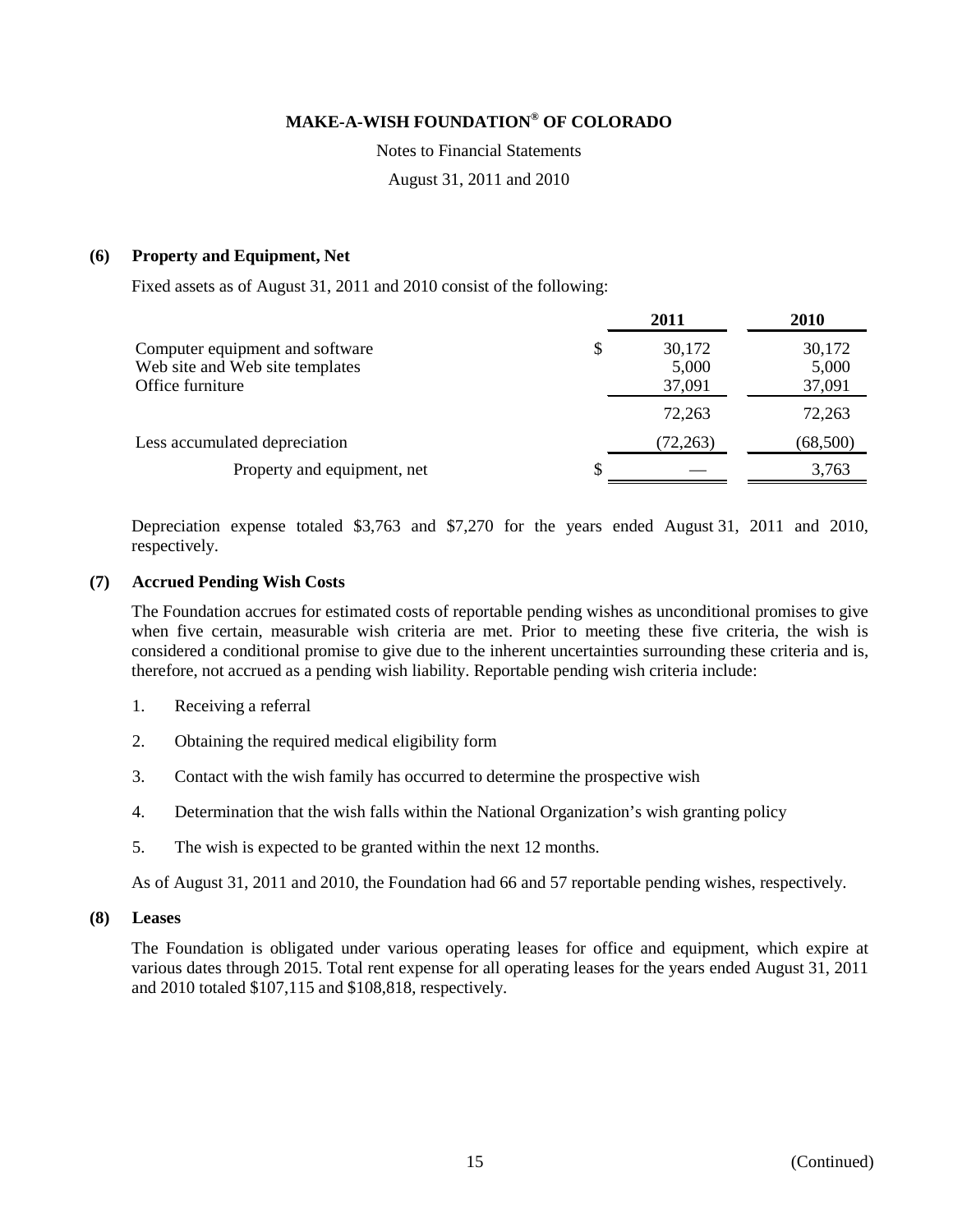# MAKE-A-WISH FOUNDATION® OF COLORADO

Notes to Financial Statements

August 31, 2011 and 2010

## (6) Property and Equipment, Net

Fixed assets as of August 31, 2011 and 2010 consist of the following:

| | 2011 | 2010 |
|---|---|---|
| Computer equipment and software | $ 30,172 | 30,172 |
| Web site and Web site templates | 5,000 | 5,000 |
| Office furniture | 37,091 | 37,091 |
| | 72,263 | 72,263 |
| Less accumulated depreciation | (72,263) | (68,500) |
| Property and equipment, net | $ — | 3,763 |

Depreciation expense totaled $3,763 and $7,270 for the years ended August 31, 2011 and 2010, respectively.

## (7) Accrued Pending Wish Costs

The Foundation accrues for estimated costs of reportable pending wishes as unconditional promises to give when five certain, measurable wish criteria are met. Prior to meeting these five criteria, the wish is considered a conditional promise to give due to the inherent uncertainties surrounding these criteria and is, therefore, not accrued as a pending wish liability. Reportable pending wish criteria include:

1. Receiving a referral
2. Obtaining the required medical eligibility form
3. Contact with the wish family has occurred to determine the prospective wish
4. Determination that the wish falls within the National Organization's wish granting policy
5. The wish is expected to be granted within the next 12 months.

As of August 31, 2011 and 2010, the Foundation had 66 and 57 reportable pending wishes, respectively.

## (8) Leases

The Foundation is obligated under various operating leases for office and equipment, which expire at various dates through 2015. Total rent expense for all operating leases for the years ended August 31, 2011 and 2010 totaled $107,115 and $108,818, respectively.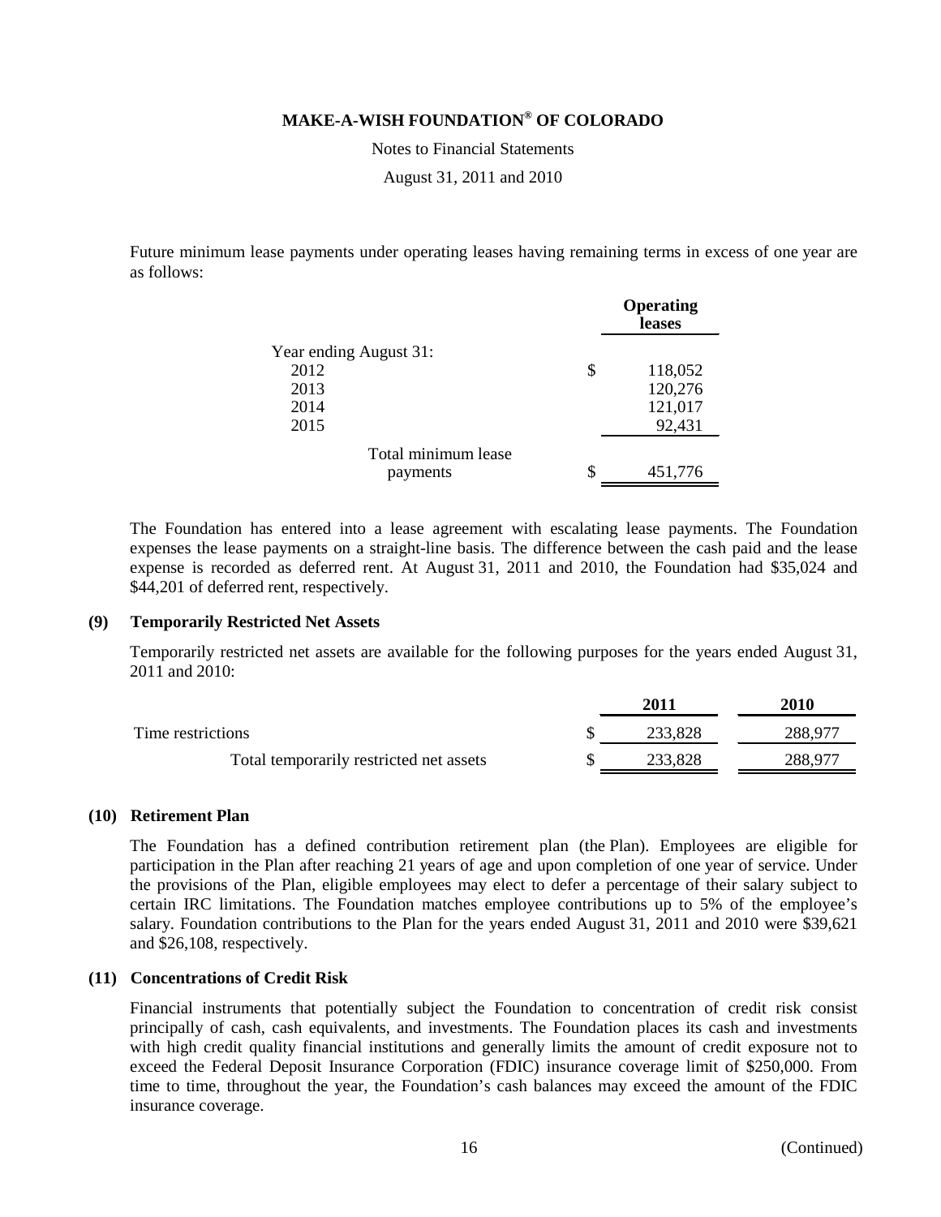Future minimum lease payments under operating leases having remaining terms in excess of one year are as follows:

| | Operating leases |
|---|---|
| Year ending August 31: | |
| 2012 | $ 118,052 |
| 2013 | 120,276 |
| 2014 | 121,017 |
| 2015 | 92,431 |
| Total minimum lease payments | $ 451,776 |

The Foundation has entered into a lease agreement with escalating lease payments. The Foundation expenses the lease payments on a straight-line basis. The difference between the cash paid and the lease expense is recorded as deferred rent. At August 31, 2011 and 2010, the Foundation had $35,024 and $44,201 of deferred rent, respectively.

### (9) Temporarily Restricted Net Assets

Temporarily restricted net assets are available for the following purposes for the years ended August 31, 2011 and 2010:

| | 2011 | 2010 |
|---|---|---|
| Time restrictions | $ 233,828 | 288,977 |
| Total temporarily restricted net assets | $ 233,828 | 288,977 |

### (10) Retirement Plan

The Foundation has a defined contribution retirement plan (the Plan). Employees are eligible for participation in the Plan after reaching 21 years of age and upon completion of one year of service. Under the provisions of the Plan, eligible employees may elect to defer a percentage of their salary subject to certain IRC limitations. The Foundation matches employee contributions up to 5% of the employee's salary. Foundation contributions to the Plan for the years ended August 31, 2011 and 2010 were $39,621 and $26,108, respectively.

### (11) Concentrations of Credit Risk

Financial instruments that potentially subject the Foundation to concentration of credit risk consist principally of cash, cash equivalents, and investments. The Foundation places its cash and investments with high credit quality financial institutions and generally limits the amount of credit exposure not to exceed the Federal Deposit Insurance Corporation (FDIC) insurance coverage limit of $250,000. From time to time, throughout the year, the Foundation's cash balances may exceed the amount of the FDIC insurance coverage.

(Continued)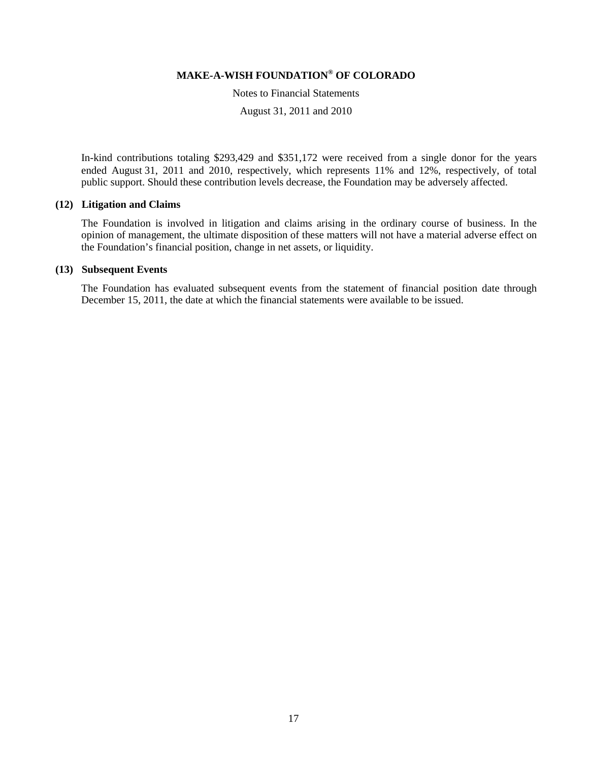In-kind contributions totaling $293,429 and $351,172 were received from a single donor for the years ended August 31, 2011 and 2010, respectively, which represents 11% and 12%, respectively, of total public support. Should these contribution levels decrease, the Foundation may be adversely affected.

## (12) Litigation and Claims

The Foundation is involved in litigation and claims arising in the ordinary course of business. In the opinion of management, the ultimate disposition of these matters will not have a material adverse effect on the Foundation's financial position, change in net assets, or liquidity.

## (13) Subsequent Events

The Foundation has evaluated subsequent events from the statement of financial position date through December 15, 2011, the date at which the financial statements were available to be issued.